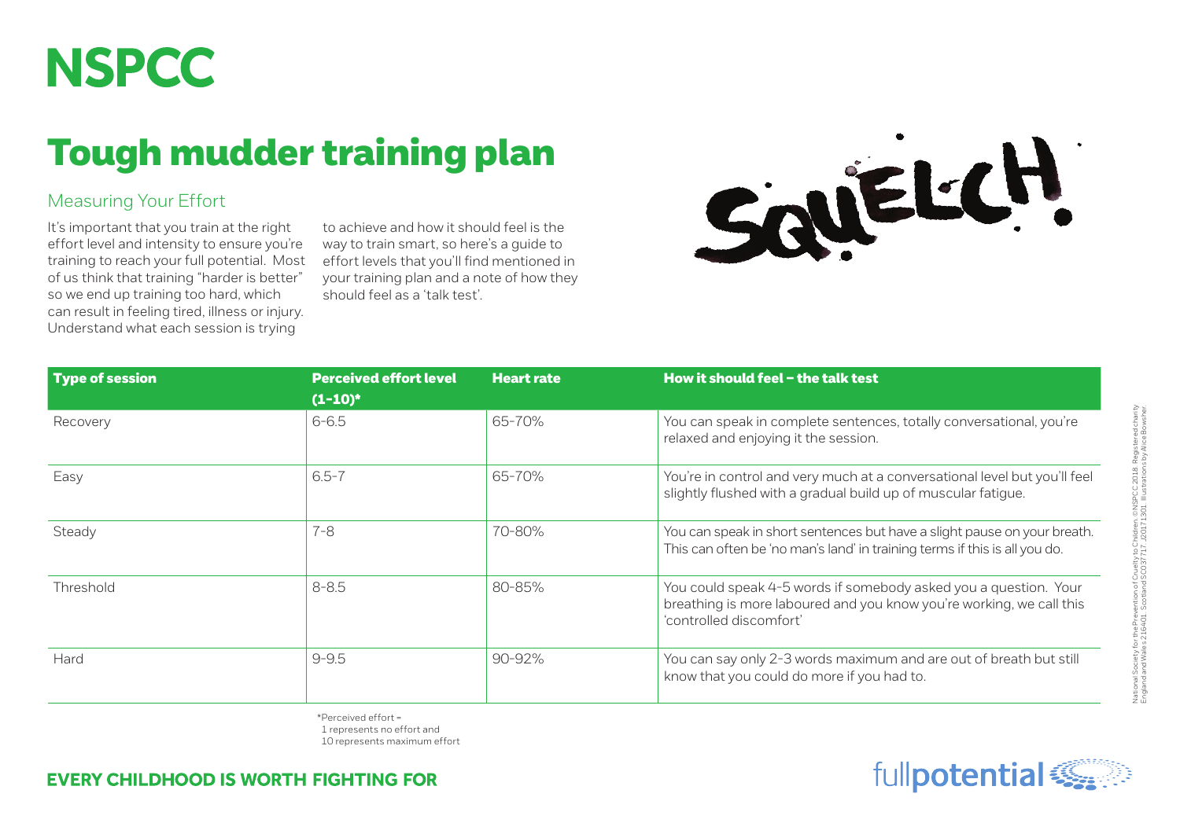# NSPCC

# Tough mudder training plan

## Measuring Your Effort

It's important that you train at the right effort level and intensity to ensure you're training to reach your full potential. Most of us think that training "harder is better" so we end up training too hard, which can result in feeling tired, illness or injury. Understand what each session is trying to achieve and how it should feel is the way to train smart, so here's a guide to effort levels that you'll find mentioned in your training plan and a note of how they should feel as a 'talk test'.

SQUELCH!

| Type of session | Perceived effort level (1-10)* | Heart rate | How it should feel – the talk test |
|---|---|---|---|
| Recovery | 6-6.5 | 65-70% | You can speak in complete sentences, totally conversational, you're relaxed and enjoying it the session. |
| Easy | 6.5-7 | 65-70% | You're in control and very much at a conversational level but you'll feel slightly flushed with a gradual build up of muscular fatigue. |
| Steady | 7-8 | 70-80% | You can speak in short sentences but have a slight pause on your breath. This can often be 'no man's land' in training terms if this is all you do. |
| Threshold | 8-8.5 | 80-85% | You could speak 4-5 words if somebody asked you a question. Your breathing is more laboured and you know you're working, we call this 'controlled discomfort' |
| Hard | 9-9.5 | 90-92% | You can say only 2-3 words maximum and are out of breath but still know that you could do more if you had to. |

*Perceived effort =
1 represents no effort and
10 represents maximum effort

**EVERY CHILDHOOD IS WORTH FIGHTING FOR**

fullpotential

National Society for the Prevention of Cruelty to Children. ©NSPCC 2018. Registered charity England and Wales 216401. Scotland SC037717. J20171301. Illustrations by Alice Bowsher.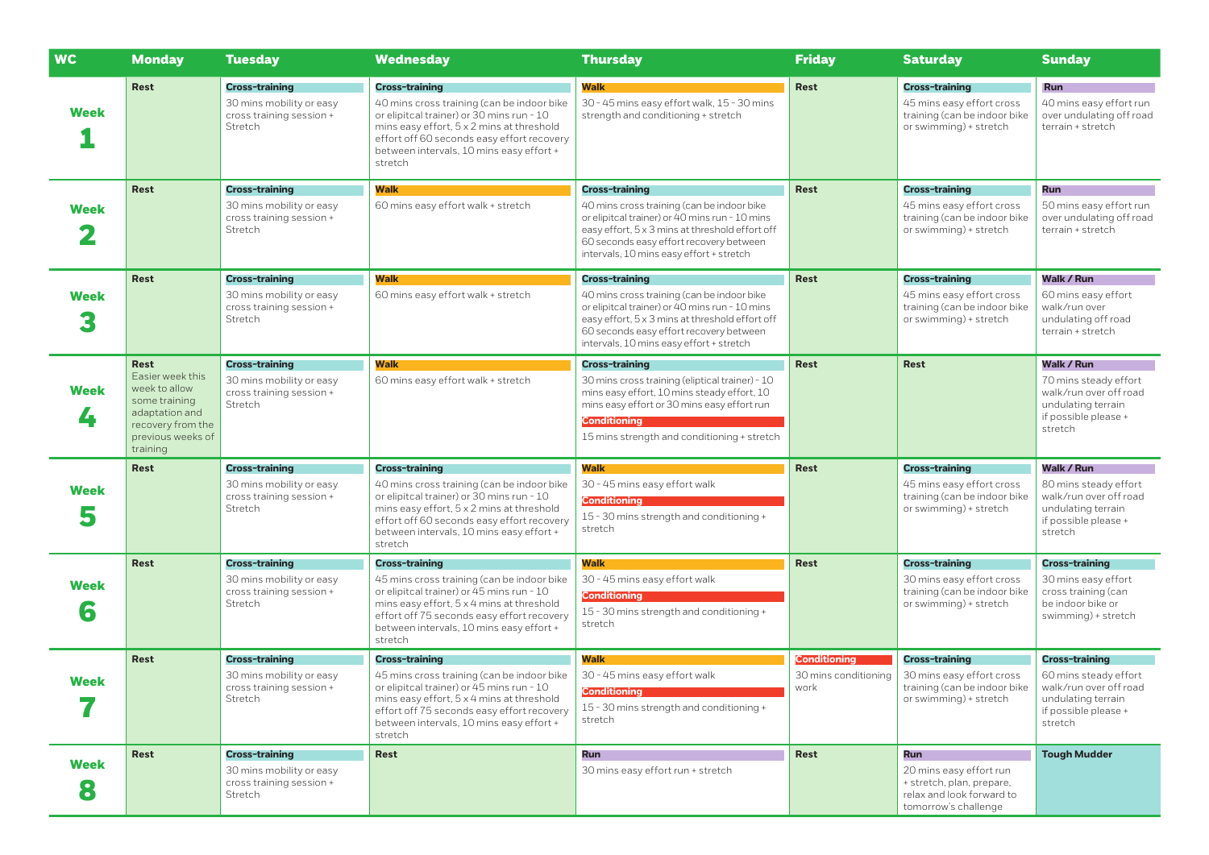| WC | Monday | Tuesday | Wednesday | Thursday | Friday | Saturday | Sunday |
|---|---|---|---|---|---|---|---|
| **Week 1** | **Rest** | **Cross-training** 30 mins mobility or easy cross training session + Stretch | **Cross-training** 40 mins cross training (can be indoor bike or elipitcal trainer) or 30 mins run - 10 mins easy effort, 5 x 2 mins at threshold effort off 60 seconds easy effort recovery between intervals, 10 mins easy effort + stretch | **Walk** 30 - 45 mins easy effort walk, 15 - 30 mins strength and conditioning + stretch | **Rest** | **Cross-training** 45 mins easy effort cross training (can be indoor bike or swimming) + stretch | **Run** 40 mins easy effort run over undulating off road terrain + stretch |
| **Week 2** | **Rest** | **Cross-training** 30 mins mobility or easy cross training session + Stretch | **Walk** 60 mins easy effort walk + stretch | **Cross-training** 40 mins cross training (can be indoor bike or elipitcal trainer) or 40 mins run - 10 mins easy effort, 5 x 3 mins at threshold effort off 60 seconds easy effort recovery between intervals, 10 mins easy effort + stretch | **Rest** | **Cross-training** 45 mins easy effort cross training (can be indoor bike or swimming) + stretch | **Run** 50 mins easy effort run over undulating off road terrain + stretch |
| **Week 3** | **Rest** | **Cross-training** 30 mins mobility or easy cross training session + Stretch | **Walk** 60 mins easy effort walk + stretch | **Cross-training** 40 mins cross training (can be indoor bike or elipitcal trainer) or 40 mins run - 10 mins easy effort, 5 x 3 mins at threshold effort off 60 seconds easy effort recovery between intervals, 10 mins easy effort + stretch | **Rest** | **Cross-training** 45 mins easy effort cross training (can be indoor bike or swimming) + stretch | **Walk / Run** 60 mins easy effort walk/run over undulating off road terrain + stretch |
| **Week 4** | **Rest** Easier week this week to allow some training adaptation and recovery from the previous weeks of training | **Cross-training** 30 mins mobility or easy cross training session + Stretch | **Walk** 60 mins easy effort walk + stretch | **Cross-training** 30 mins cross training (elliptical trainer) - 10 mins easy effort, 10 mins steady effort, 10 mins easy effort or 30 mins easy effort run **Conditioning** 15 mins strength and conditioning + stretch | **Rest** | **Rest** | **Walk / Run** 70 mins steady effort walk/run over off road undulating terrain if possible please + stretch |
| **Week 5** | **Rest** | **Cross-training** 30 mins mobility or easy cross training session + Stretch | **Cross-training** 40 mins cross training (can be indoor bike or elipitcal trainer) or 30 mins run - 10 mins easy effort, 5 x 2 mins at threshold effort off 60 seconds easy effort recovery between intervals, 10 mins easy effort + stretch | **Walk** 30 - 45 mins easy effort walk **Conditioning** 15 - 30 mins strength and conditioning + stretch | **Rest** | **Cross-training** 45 mins easy effort cross training (can be indoor bike or swimming) + stretch | **Walk / Run** 80 mins steady effort walk/run over off road undulating terrain if possible please + stretch |
| **Week 6** | **Rest** | **Cross-training** 30 mins mobility or easy cross training session + Stretch | **Cross-training** 45 mins cross training (can be indoor bike or elipitcal trainer) or 45 mins run - 10 mins easy effort, 5 x 4 mins at threshold effort off 75 seconds easy effort recovery between intervals, 10 mins easy effort + stretch | **Walk** 30 - 45 mins easy effort walk **Conditioning** 15 - 30 mins strength and conditioning + stretch | **Rest** | **Cross-training** 30 mins easy effort cross training (can be indoor bike or swimming) + stretch | **Cross-training** 30 mins easy effort cross training (can be indoor bike or swimming) + stretch |
| **Week 7** | **Rest** | **Cross-training** 30 mins mobility or easy cross training session + Stretch | **Cross-training** 45 mins cross training (can be indoor bike or elipitcal trainer) or 45 mins run - 10 mins easy effort, 5 x 4 mins at threshold effort off 75 seconds easy effort recovery between intervals, 10 mins easy effort + stretch | **Walk** 30 - 45 mins easy effort walk **Conditioning** 15 - 30 mins strength and conditioning + stretch | **Conditioning** 30 mins conditioning work | **Cross-training** 30 mins easy effort cross training (can be indoor bike or swimming) + stretch | **Cross-training** 60 mins steady effort walk/run over off road undulating terrain if possible please + stretch |
| **Week 8** | **Rest** | **Cross-training** 30 mins mobility or easy cross training session + Stretch | **Rest** | **Run** 30 mins easy effort run + stretch | **Rest** | **Run** 20 mins easy effort run + stretch, plan, prepare, relax and look forward to tomorrow's challenge | **Tough Mudder** |